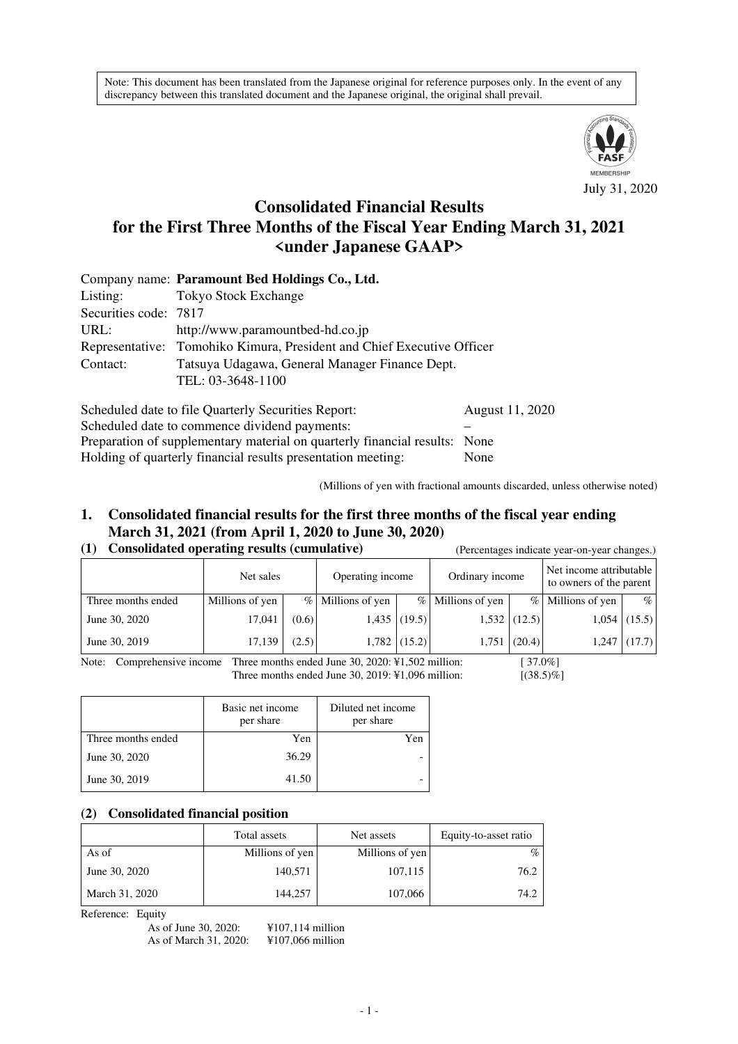Note: This document has been translated from the Japanese original for reference purposes only. In the event of any discrepancy between this translated document and the Japanese original, the original shall prevail.

July 31, 2020

# Consolidated Financial Results for the First Three Months of the Fiscal Year Ending March 31, 2021 <under Japanese GAAP>

Company name: **Paramount Bed Holdings Co., Ltd.**
Listing: Tokyo Stock Exchange
Securities code: 7817
URL: http://www.paramountbed-hd.co.jp
Representative: Tomohiko Kimura, President and Chief Executive Officer
Contact: Tatsuya Udagawa, General Manager Finance Dept.
TEL: 03-3648-1100

Scheduled date to file Quarterly Securities Report: August 11, 2020
Scheduled date to commence dividend payments: –
Preparation of supplementary material on quarterly financial results: None
Holding of quarterly financial results presentation meeting: None

(Millions of yen with fractional amounts discarded, unless otherwise noted)

## 1. Consolidated financial results for the first three months of the fiscal year ending March 31, 2021 (from April 1, 2020 to June 30, 2020)

### (1) Consolidated operating results (cumulative)

(Percentages indicate year-on-year changes.)

| | Net sales | | Operating income | | Ordinary income | | Net income attributable to owners of the parent | |
|---|---|---|---|---|---|---|---|---|
| Three months ended | Millions of yen | % | Millions of yen | % | Millions of yen | % | Millions of yen | % |
| June 30, 2020 | 17,041 | (0.6) | 1,435 | (19.5) | 1,532 | (12.5) | 1,054 | (15.5) |
| June 30, 2019 | 17,139 | (2.5) | 1,782 | (15.2) | 1,751 | (20.4) | 1,247 | (17.7) |

Note: Comprehensive income Three months ended June 30, 2020: ¥1,502 million: [ 37.0%]
Three months ended June 30, 2019: ¥1,096 million: [(38.5)%]

| | Basic net income per share | Diluted net income per share |
|---|---|---|
| Three months ended | Yen | Yen |
| June 30, 2020 | 36.29 | - |
| June 30, 2019 | 41.50 | - |

### (2) Consolidated financial position

| | Total assets | Net assets | Equity-to-asset ratio |
|---|---|---|---|
| As of | Millions of yen | Millions of yen | % |
| June 30, 2020 | 140,571 | 107,115 | 76.2 |
| March 31, 2020 | 144,257 | 107,066 | 74.2 |

Reference: Equity
As of June 30, 2020: ¥107,114 million
As of March 31, 2020: ¥107,066 million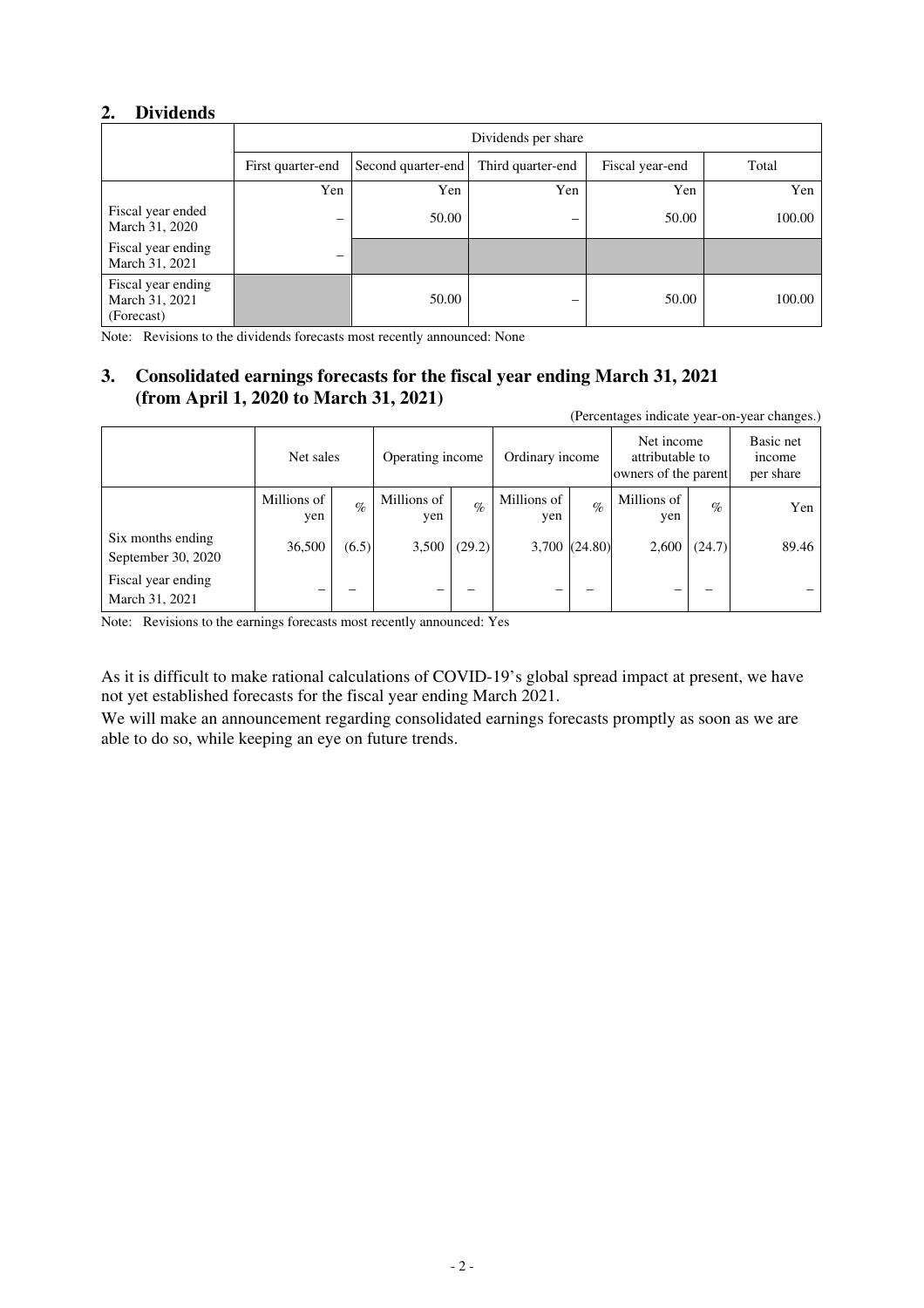## 2. Dividends

| | Dividends per share | | | | |
|---|---|---|---|---|---|
| | First quarter-end | Second quarter-end | Third quarter-end | Fiscal year-end | Total |
| | Yen | Yen | Yen | Yen | Yen |
| Fiscal year ended March 31, 2020 | – | 50.00 | – | 50.00 | 100.00 |
| Fiscal year ending March 31, 2021 | – | | | | |
| Fiscal year ending March 31, 2021 (Forecast) | | 50.00 | – | 50.00 | 100.00 |

Note: Revisions to the dividends forecasts most recently announced: None

## 3. Consolidated earnings forecasts for the fiscal year ending March 31, 2021 (from April 1, 2020 to March 31, 2021)

(Percentages indicate year-on-year changes.)

| | Net sales | | Operating income | | Ordinary income | | Net income attributable to owners of the parent | | Basic net income per share |
|---|---|---|---|---|---|---|---|---|---|
| | Millions of yen | % | Millions of yen | % | Millions of yen | % | Millions of yen | % | Yen |
| Six months ending September 30, 2020 | 36,500 | (6.5) | 3,500 | (29.2) | 3,700 | (24.80) | 2,600 | (24.7) | 89.46 |
| Fiscal year ending March 31, 2021 | – | – | – | – | – | – | – | – | – |

Note: Revisions to the earnings forecasts most recently announced: Yes

As it is difficult to make rational calculations of COVID-19's global spread impact at present, we have not yet established forecasts for the fiscal year ending March 2021.

We will make an announcement regarding consolidated earnings forecasts promptly as soon as we are able to do so, while keeping an eye on future trends.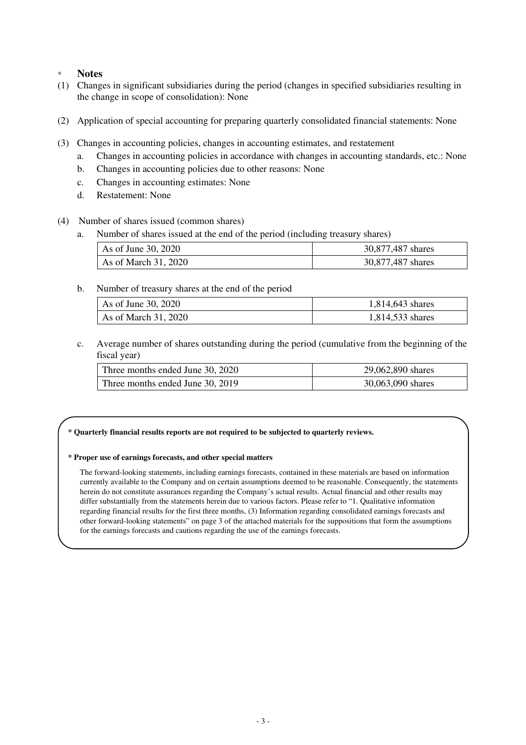\* **Notes**

(1) Changes in significant subsidiaries during the period (changes in specified subsidiaries resulting in the change in scope of consolidation): None

(2) Application of special accounting for preparing quarterly consolidated financial statements: None

(3) Changes in accounting policies, changes in accounting estimates, and restatement

a. Changes in accounting policies in accordance with changes in accounting standards, etc.: None

b. Changes in accounting policies due to other reasons: None

c. Changes in accounting estimates: None

d. Restatement: None

(4) Number of shares issued (common shares)

a. Number of shares issued at the end of the period (including treasury shares)

| | |
|---|---|
| As of June 30, 2020 | 30,877,487 shares |
| As of March 31, 2020 | 30,877,487 shares |

b. Number of treasury shares at the end of the period

| | |
|---|---|
| As of June 30, 2020 | 1,814,643 shares |
| As of March 31, 2020 | 1,814,533 shares |

c. Average number of shares outstanding during the period (cumulative from the beginning of the fiscal year)

| | |
|---|---|
| Three months ended June 30, 2020 | 29,062,890 shares |
| Three months ended June 30, 2019 | 30,063,090 shares |

**\* Quarterly financial results reports are not required to be subjected to quarterly reviews.**

**\* Proper use of earnings forecasts, and other special matters**

The forward-looking statements, including earnings forecasts, contained in these materials are based on information currently available to the Company and on certain assumptions deemed to be reasonable. Consequently, the statements herein do not constitute assurances regarding the Company's actual results. Actual financial and other results may differ substantially from the statements herein due to various factors. Please refer to "1. Qualitative information regarding financial results for the first three months, (3) Information regarding consolidated earnings forecasts and other forward-looking statements" on page 3 of the attached materials for the suppositions that form the assumptions for the earnings forecasts and cautions regarding the use of the earnings forecasts.